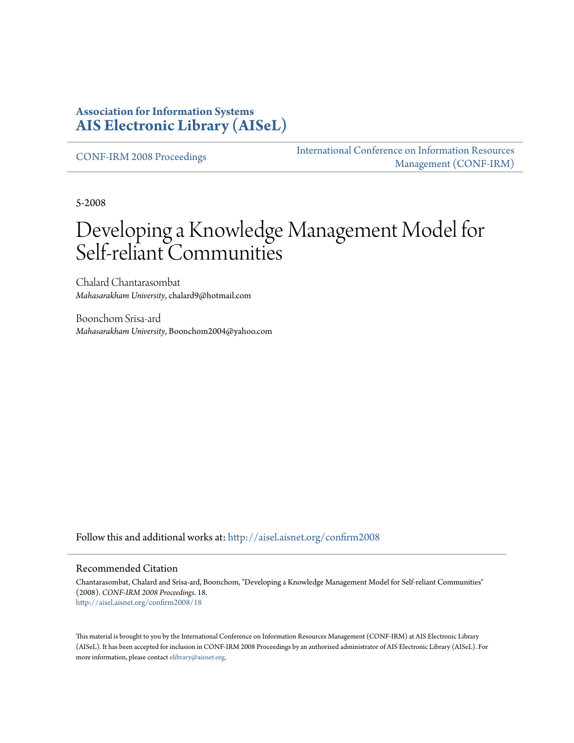**Association for Information Systems**
**AIS Electronic Library (AISeL)**

CONF-IRM 2008 Proceedings

International Conference on Information Resources Management (CONF-IRM)

5-2008

# Developing a Knowledge Management Model for Self-reliant Communities

Chalard Chantarasombat
*Mahasarakham University*, chalard9@hotmail.com

Boonchom Srisa-ard
*Mahasarakham University*, Boonchom2004@yahoo.com

Follow this and additional works at: http://aisel.aisnet.org/confirm2008

## Recommended Citation

Chantarasombat, Chalard and Srisa-ard, Boonchom, "Developing a Knowledge Management Model for Self-reliant Communities" (2008). *CONF-IRM 2008 Proceedings*. 18.
http://aisel.aisnet.org/confirm2008/18

This material is brought to you by the International Conference on Information Resources Management (CONF-IRM) at AIS Electronic Library (AISeL). It has been accepted for inclusion in CONF-IRM 2008 Proceedings by an authorized administrator of AIS Electronic Library (AISeL). For more information, please contact elibrary@aisnet.org.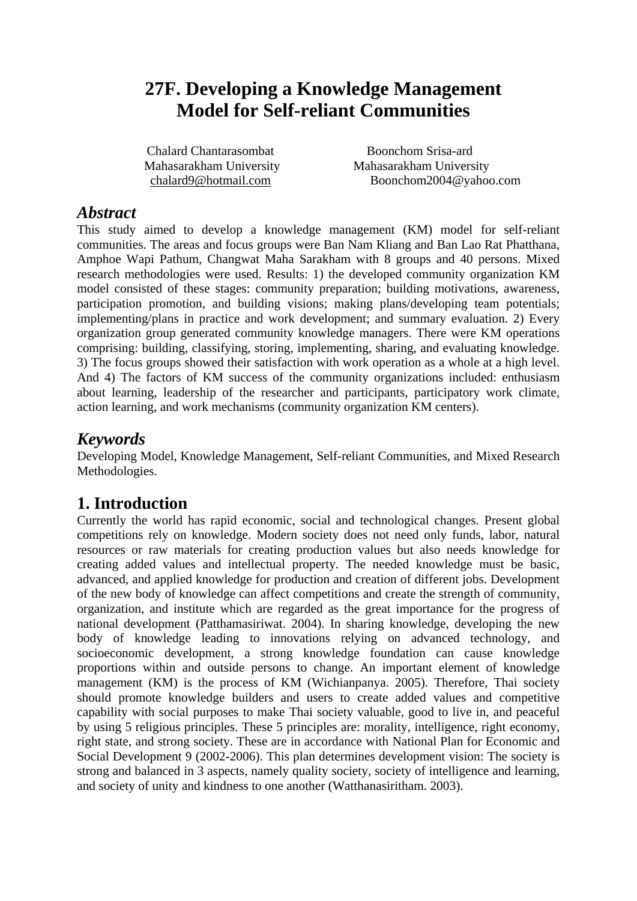# 27F. Developing a Knowledge Management Model for Self-reliant Communities

Chalard Chantarasombat
Mahasarakham University
chalard9@hotmail.com

Boonchom Srisa-ard
Mahasarakham University
Boonchom2004@yahoo.com

## *Abstract*

This study aimed to develop a knowledge management (KM) model for self-reliant communities. The areas and focus groups were Ban Nam Kliang and Ban Lao Rat Phatthana, Amphoe Wapi Pathum, Changwat Maha Sarakham with 8 groups and 40 persons. Mixed research methodologies were used. Results: 1) the developed community organization KM model consisted of these stages: community preparation; building motivations, awareness, participation promotion, and building visions; making plans/developing team potentials; implementing/plans in practice and work development; and summary evaluation. 2) Every organization group generated community knowledge managers. There were KM operations comprising: building, classifying, storing, implementing, sharing, and evaluating knowledge. 3) The focus groups showed their satisfaction with work operation as a whole at a high level. And 4) The factors of KM success of the community organizations included: enthusiasm about learning, leadership of the researcher and participants, participatory work climate, action learning, and work mechanisms (community organization KM centers).

## *Keywords*

Developing Model, Knowledge Management, Self-reliant Communities, and Mixed Research Methodologies.

## 1. Introduction

Currently the world has rapid economic, social and technological changes. Present global competitions rely on knowledge. Modern society does not need only funds, labor, natural resources or raw materials for creating production values but also needs knowledge for creating added values and intellectual property. The needed knowledge must be basic, advanced, and applied knowledge for production and creation of different jobs. Development of the new body of knowledge can affect competitions and create the strength of community, organization, and institute which are regarded as the great importance for the progress of national development (Patthamasiriwat. 2004). In sharing knowledge, developing the new body of knowledge leading to innovations relying on advanced technology, and socioeconomic development, a strong knowledge foundation can cause knowledge proportions within and outside persons to change. An important element of knowledge management (KM) is the process of KM (Wichianpanya. 2005). Therefore, Thai society should promote knowledge builders and users to create added values and competitive capability with social purposes to make Thai society valuable, good to live in, and peaceful by using 5 religious principles. These 5 principles are: morality, intelligence, right economy, right state, and strong society. These are in accordance with National Plan for Economic and Social Development 9 (2002-2006). This plan determines development vision: The society is strong and balanced in 3 aspects, namely quality society, society of intelligence and learning, and society of unity and kindness to one another (Watthanasiritham. 2003).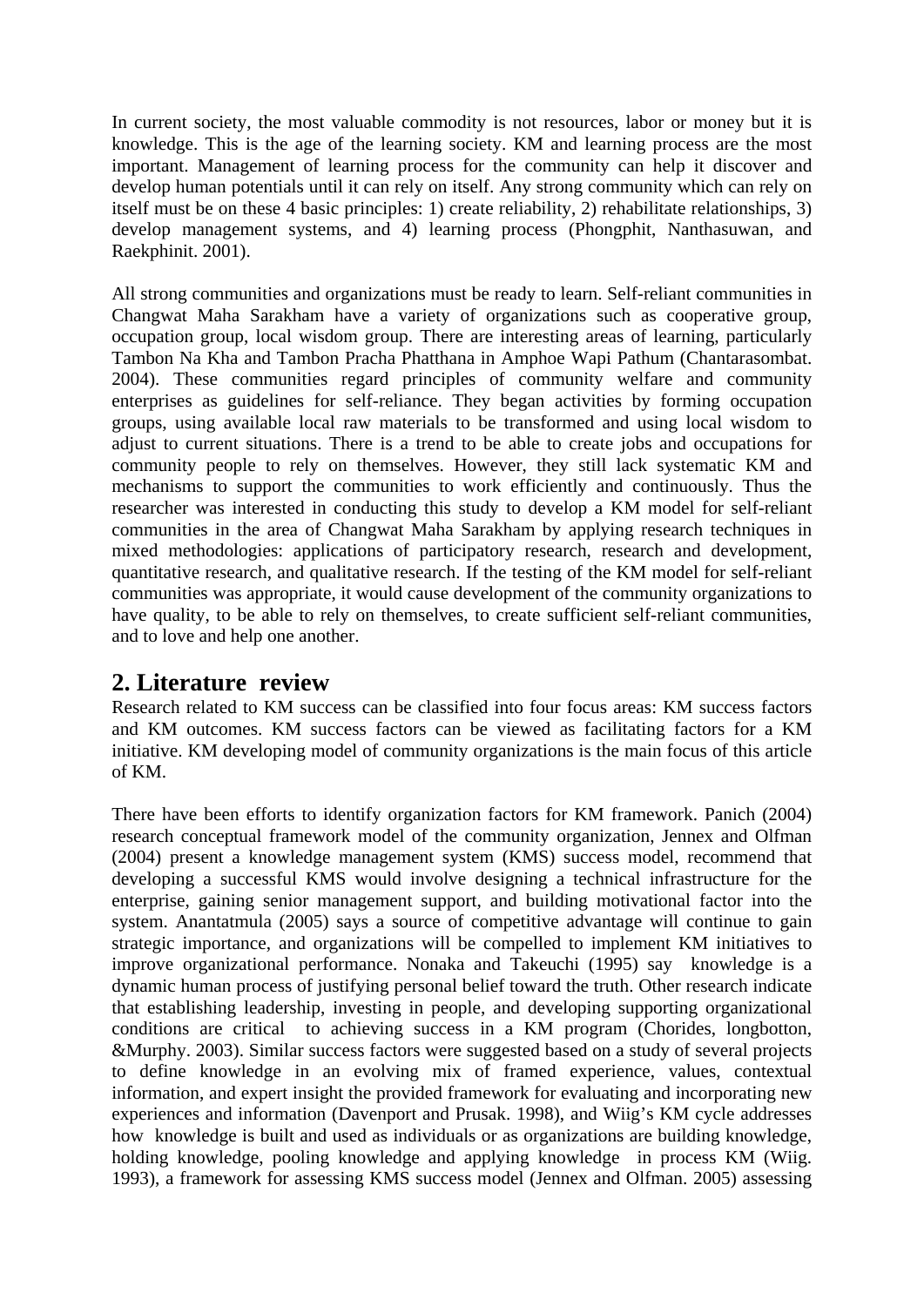In current society, the most valuable commodity is not resources, labor or money but it is knowledge. This is the age of the learning society. KM and learning process are the most important. Management of learning process for the community can help it discover and develop human potentials until it can rely on itself. Any strong community which can rely on itself must be on these 4 basic principles: 1) create reliability, 2) rehabilitate relationships, 3) develop management systems, and 4) learning process (Phongphit, Nanthasuwan, and Raekphinit. 2001).

All strong communities and organizations must be ready to learn. Self-reliant communities in Changwat Maha Sarakham have a variety of organizations such as cooperative group, occupation group, local wisdom group. There are interesting areas of learning, particularly Tambon Na Kha and Tambon Pracha Phatthana in Amphoe Wapi Pathum (Chantarasombat. 2004). These communities regard principles of community welfare and community enterprises as guidelines for self-reliance. They began activities by forming occupation groups, using available local raw materials to be transformed and using local wisdom to adjust to current situations. There is a trend to be able to create jobs and occupations for community people to rely on themselves. However, they still lack systematic KM and mechanisms to support the communities to work efficiently and continuously. Thus the researcher was interested in conducting this study to develop a KM model for self-reliant communities in the area of Changwat Maha Sarakham by applying research techniques in mixed methodologies: applications of participatory research, research and development, quantitative research, and qualitative research. If the testing of the KM model for self-reliant communities was appropriate, it would cause development of the community organizations to have quality, to be able to rely on themselves, to create sufficient self-reliant communities, and to love and help one another.

## 2. Literature review

Research related to KM success can be classified into four focus areas: KM success factors and KM outcomes. KM success factors can be viewed as facilitating factors for a KM initiative. KM developing model of community organizations is the main focus of this article of KM.

There have been efforts to identify organization factors for KM framework. Panich (2004) research conceptual framework model of the community organization, Jennex and Olfman (2004) present a knowledge management system (KMS) success model, recommend that developing a successful KMS would involve designing a technical infrastructure for the enterprise, gaining senior management support, and building motivational factor into the system. Anantatmula (2005) says a source of competitive advantage will continue to gain strategic importance, and organizations will be compelled to implement KM initiatives to improve organizational performance. Nonaka and Takeuchi (1995) say knowledge is a dynamic human process of justifying personal belief toward the truth. Other research indicate that establishing leadership, investing in people, and developing supporting organizational conditions are critical to achieving success in a KM program (Chorides, longbotton, &Murphy. 2003). Similar success factors were suggested based on a study of several projects to define knowledge in an evolving mix of framed experience, values, contextual information, and expert insight the provided framework for evaluating and incorporating new experiences and information (Davenport and Prusak. 1998), and Wiig's KM cycle addresses how knowledge is built and used as individuals or as organizations are building knowledge, holding knowledge, pooling knowledge and applying knowledge in process KM (Wiig. 1993), a framework for assessing KMS success model (Jennex and Olfman. 2005) assessing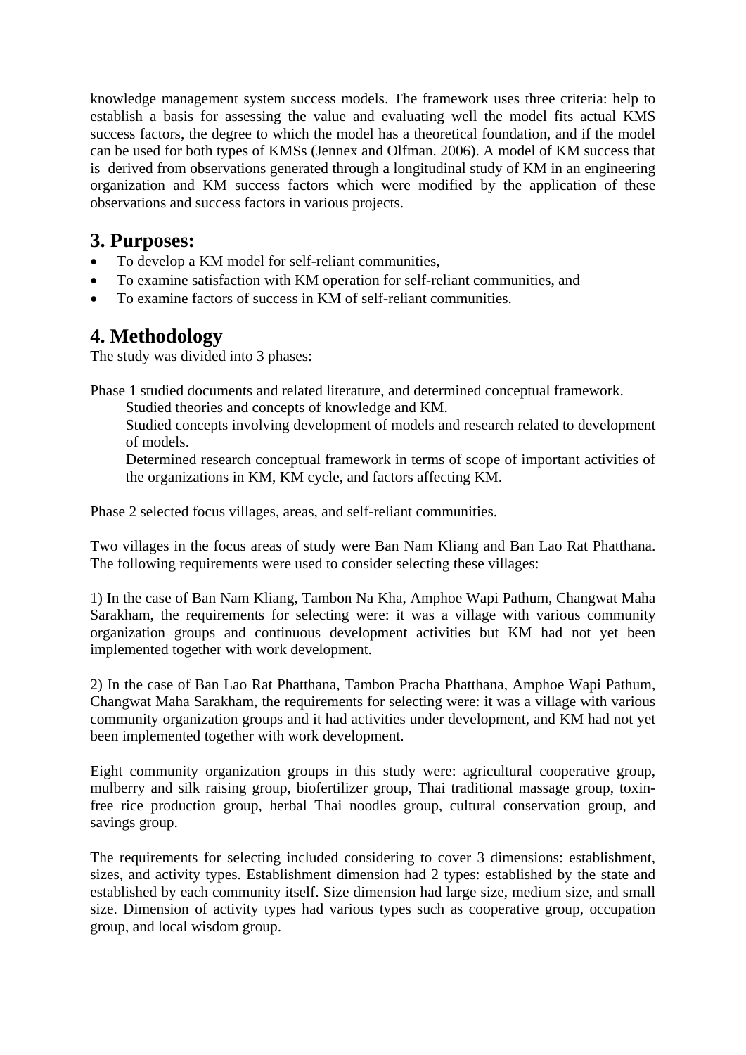knowledge management system success models. The framework uses three criteria: help to establish a basis for assessing the value and evaluating well the model fits actual KMS success factors, the degree to which the model has a theoretical foundation, and if the model can be used for both types of KMSs (Jennex and Olfman. 2006). A model of KM success that is derived from observations generated through a longitudinal study of KM in an engineering organization and KM success factors which were modified by the application of these observations and success factors in various projects.

## 3. Purposes:

- To develop a KM model for self-reliant communities,
- To examine satisfaction with KM operation for self-reliant communities, and
- To examine factors of success in KM of self-reliant communities.

## 4. Methodology

The study was divided into 3 phases:

Phase 1 studied documents and related literature, and determined conceptual framework.

Studied theories and concepts of knowledge and KM.

Studied concepts involving development of models and research related to development of models.

Determined research conceptual framework in terms of scope of important activities of the organizations in KM, KM cycle, and factors affecting KM.

Phase 2 selected focus villages, areas, and self-reliant communities.

Two villages in the focus areas of study were Ban Nam Kliang and Ban Lao Rat Phatthana. The following requirements were used to consider selecting these villages:

1) In the case of Ban Nam Kliang, Tambon Na Kha, Amphoe Wapi Pathum, Changwat Maha Sarakham, the requirements for selecting were: it was a village with various community organization groups and continuous development activities but KM had not yet been implemented together with work development.

2) In the case of Ban Lao Rat Phatthana, Tambon Pracha Phatthana, Amphoe Wapi Pathum, Changwat Maha Sarakham, the requirements for selecting were: it was a village with various community organization groups and it had activities under development, and KM had not yet been implemented together with work development.

Eight community organization groups in this study were: agricultural cooperative group, mulberry and silk raising group, biofertilizer group, Thai traditional massage group, toxin-free rice production group, herbal Thai noodles group, cultural conservation group, and savings group.

The requirements for selecting included considering to cover 3 dimensions: establishment, sizes, and activity types. Establishment dimension had 2 types: established by the state and established by each community itself. Size dimension had large size, medium size, and small size. Dimension of activity types had various types such as cooperative group, occupation group, and local wisdom group.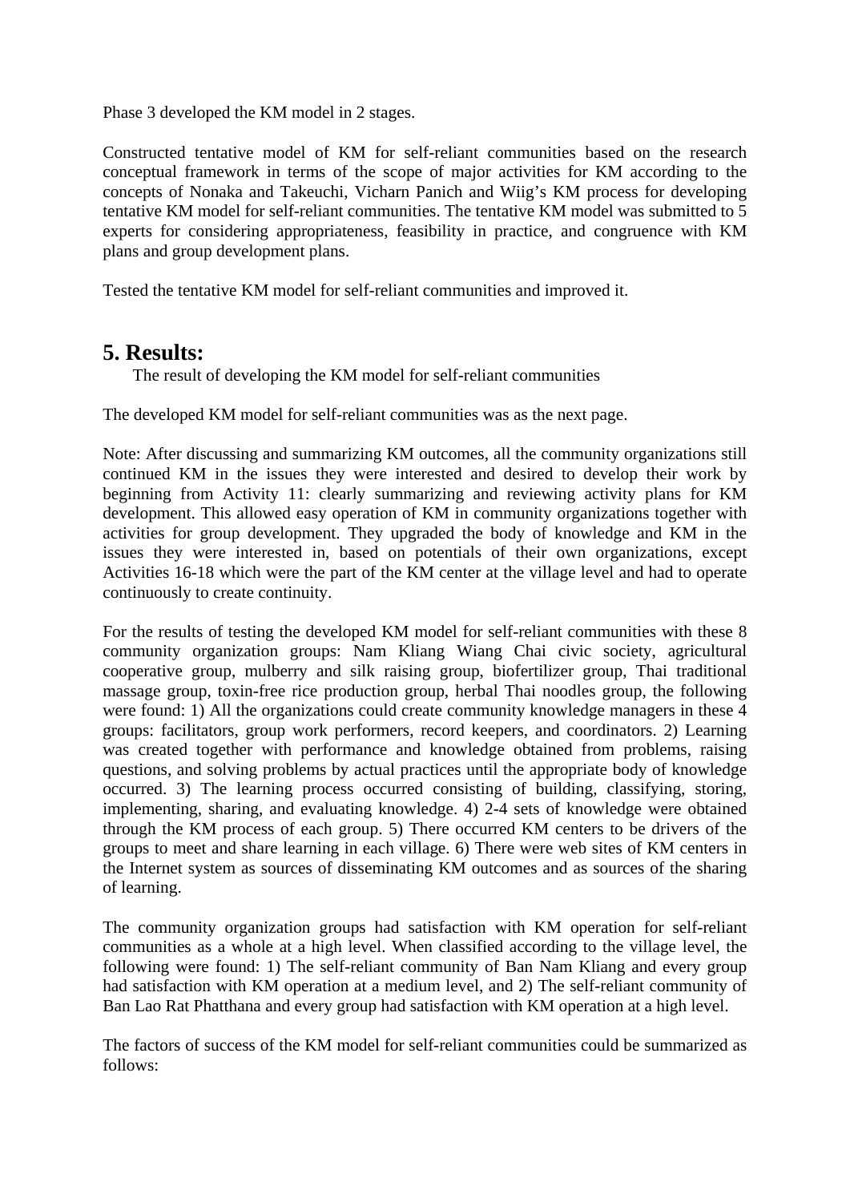Phase 3 developed the KM model in 2 stages.

Constructed tentative model of KM for self-reliant communities based on the research conceptual framework in terms of the scope of major activities for KM according to the concepts of Nonaka and Takeuchi, Vicharn Panich and Wiig's KM process for developing tentative KM model for self-reliant communities. The tentative KM model was submitted to 5 experts for considering appropriateness, feasibility in practice, and congruence with KM plans and group development plans.

Tested the tentative KM model for self-reliant communities and improved it.

## 5. Results:

The result of developing the KM model for self-reliant communities

The developed KM model for self-reliant communities was as the next page.

Note: After discussing and summarizing KM outcomes, all the community organizations still continued KM in the issues they were interested and desired to develop their work by beginning from Activity 11: clearly summarizing and reviewing activity plans for KM development. This allowed easy operation of KM in community organizations together with activities for group development. They upgraded the body of knowledge and KM in the issues they were interested in, based on potentials of their own organizations, except Activities 16-18 which were the part of the KM center at the village level and had to operate continuously to create continuity.

For the results of testing the developed KM model for self-reliant communities with these 8 community organization groups: Nam Kliang Wiang Chai civic society, agricultural cooperative group, mulberry and silk raising group, biofertilizer group, Thai traditional massage group, toxin-free rice production group, herbal Thai noodles group, the following were found: 1) All the organizations could create community knowledge managers in these 4 groups: facilitators, group work performers, record keepers, and coordinators. 2) Learning was created together with performance and knowledge obtained from problems, raising questions, and solving problems by actual practices until the appropriate body of knowledge occurred. 3) The learning process occurred consisting of building, classifying, storing, implementing, sharing, and evaluating knowledge. 4) 2-4 sets of knowledge were obtained through the KM process of each group. 5) There occurred KM centers to be drivers of the groups to meet and share learning in each village. 6) There were web sites of KM centers in the Internet system as sources of disseminating KM outcomes and as sources of the sharing of learning.

The community organization groups had satisfaction with KM operation for self-reliant communities as a whole at a high level. When classified according to the village level, the following were found: 1) The self-reliant community of Ban Nam Kliang and every group had satisfaction with KM operation at a medium level, and 2) The self-reliant community of Ban Lao Rat Phatthana and every group had satisfaction with KM operation at a high level.

The factors of success of the KM model for self-reliant communities could be summarized as follows: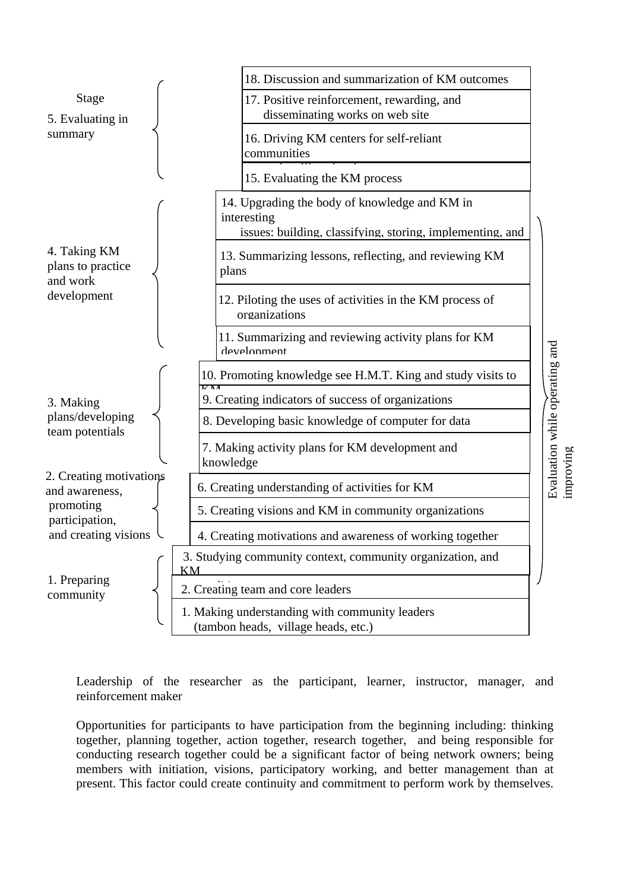| Stage | Steps |
|---|---|
| 5. Evaluating in summary | 18. Discussion and summarization of KM outcomes |
| | 17. Positive reinforcement, rewarding, and disseminating works on web site |
| | 16. Driving KM centers for self-reliant communities |
| | 15. Evaluating the KM process |
| 4. Taking KM plans to practice and work development | 14. Upgrading the body of knowledge and KM in interesting issues: building, classifying, storing, implementing, and |
| | 13. Summarizing lessons, reflecting, and reviewing KM plans |
| | 12. Piloting the uses of activities in the KM process of organizations |
| | 11. Summarizing and reviewing activity plans for KM development |
| 3. Making plans/developing team potentials | 10. Promoting knowledge see H.M.T. King and study visits to KM |
| | 9. Creating indicators of success of organizations |
| | 8. Developing basic knowledge of computer for data |
| | 7. Making activity plans for KM development and knowledge |
| 2. Creating motivations and awareness, promoting participation, and creating visions | 6. Creating understanding of activities for KM |
| | 5. Creating visions and KM in community organizations |
| | 4. Creating motivations and awareness of working together |
| 1. Preparing community | 3. Studying community context, community organization, and KM |
| | 2. Creating team and core leaders |
| | 1. Making understanding with community leaders (tambon heads, village heads, etc.) |

Evaluation while operating and improving (steps 3–14)

Leadership of the researcher as the participant, learner, instructor, manager, and reinforcement maker

Opportunities for participants to have participation from the beginning including: thinking together, planning together, action together, research together, and being responsible for conducting research together could be a significant factor of being network owners; being members with initiation, visions, participatory working, and better management than at present. This factor could create continuity and commitment to perform work by themselves.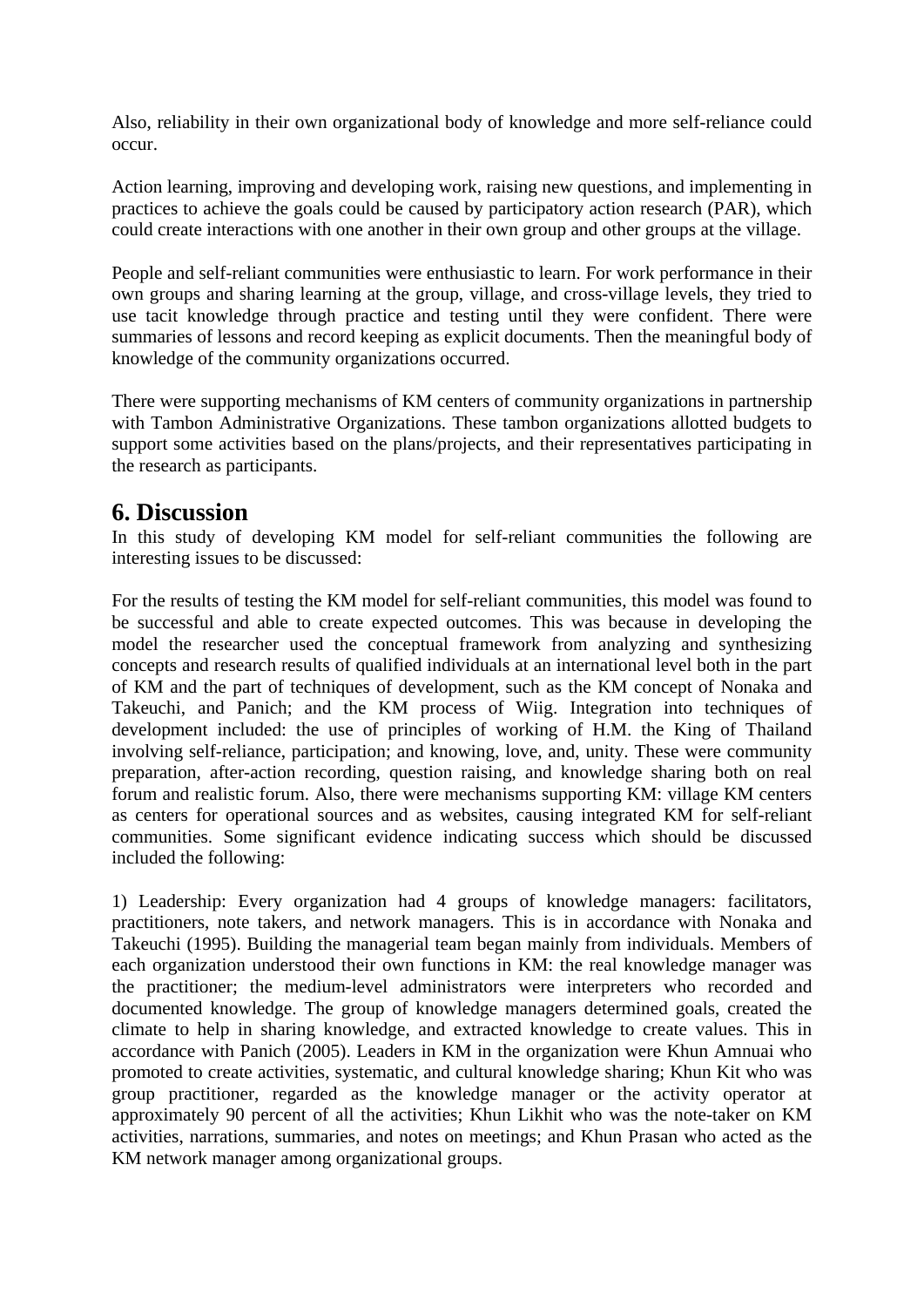Also, reliability in their own organizational body of knowledge and more self-reliance could occur.

Action learning, improving and developing work, raising new questions, and implementing in practices to achieve the goals could be caused by participatory action research (PAR), which could create interactions with one another in their own group and other groups at the village.

People and self-reliant communities were enthusiastic to learn. For work performance in their own groups and sharing learning at the group, village, and cross-village levels, they tried to use tacit knowledge through practice and testing until they were confident. There were summaries of lessons and record keeping as explicit documents. Then the meaningful body of knowledge of the community organizations occurred.

There were supporting mechanisms of KM centers of community organizations in partnership with Tambon Administrative Organizations. These tambon organizations allotted budgets to support some activities based on the plans/projects, and their representatives participating in the research as participants.

## 6. Discussion

In this study of developing KM model for self-reliant communities the following are interesting issues to be discussed:

For the results of testing the KM model for self-reliant communities, this model was found to be successful and able to create expected outcomes. This was because in developing the model the researcher used the conceptual framework from analyzing and synthesizing concepts and research results of qualified individuals at an international level both in the part of KM and the part of techniques of development, such as the KM concept of Nonaka and Takeuchi, and Panich; and the KM process of Wiig. Integration into techniques of development included: the use of principles of working of H.M. the King of Thailand involving self-reliance, participation; and knowing, love, and, unity. These were community preparation, after-action recording, question raising, and knowledge sharing both on real forum and realistic forum. Also, there were mechanisms supporting KM: village KM centers as centers for operational sources and as websites, causing integrated KM for self-reliant communities. Some significant evidence indicating success which should be discussed included the following:

1) Leadership: Every organization had 4 groups of knowledge managers: facilitators, practitioners, note takers, and network managers. This is in accordance with Nonaka and Takeuchi (1995). Building the managerial team began mainly from individuals. Members of each organization understood their own functions in KM: the real knowledge manager was the practitioner; the medium-level administrators were interpreters who recorded and documented knowledge. The group of knowledge managers determined goals, created the climate to help in sharing knowledge, and extracted knowledge to create values. This in accordance with Panich (2005). Leaders in KM in the organization were Khun Amnuai who promoted to create activities, systematic, and cultural knowledge sharing; Khun Kit who was group practitioner, regarded as the knowledge manager or the activity operator at approximately 90 percent of all the activities; Khun Likhit who was the note-taker on KM activities, narrations, summaries, and notes on meetings; and Khun Prasan who acted as the KM network manager among organizational groups.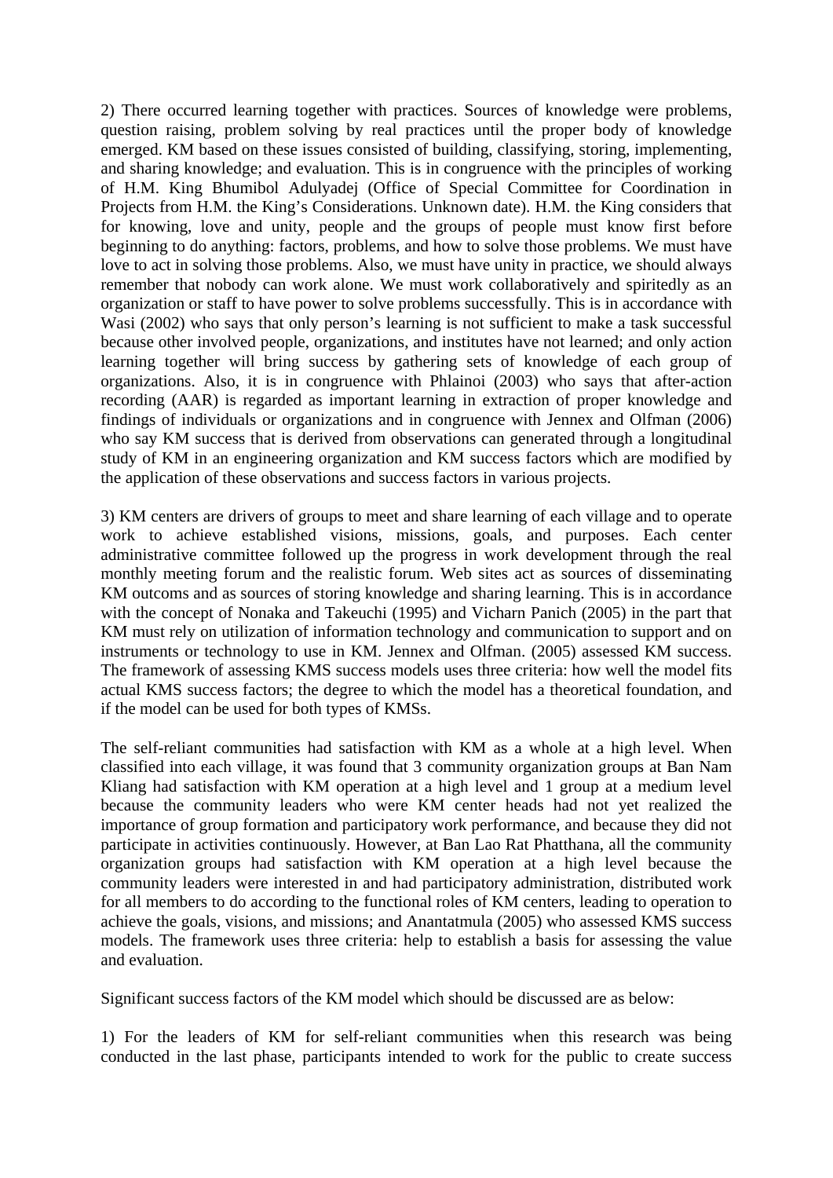2) There occurred learning together with practices. Sources of knowledge were problems, question raising, problem solving by real practices until the proper body of knowledge emerged. KM based on these issues consisted of building, classifying, storing, implementing, and sharing knowledge; and evaluation. This is in congruence with the principles of working of H.M. King Bhumibol Adulyadej (Office of Special Committee for Coordination in Projects from H.M. the King's Considerations. Unknown date). H.M. the King considers that for knowing, love and unity, people and the groups of people must know first before beginning to do anything: factors, problems, and how to solve those problems. We must have love to act in solving those problems. Also, we must have unity in practice, we should always remember that nobody can work alone. We must work collaboratively and spiritedly as an organization or staff to have power to solve problems successfully. This is in accordance with Wasi (2002) who says that only person's learning is not sufficient to make a task successful because other involved people, organizations, and institutes have not learned; and only action learning together will bring success by gathering sets of knowledge of each group of organizations. Also, it is in congruence with Phlainoi (2003) who says that after-action recording (AAR) is regarded as important learning in extraction of proper knowledge and findings of individuals or organizations and in congruence with Jennex and Olfman (2006) who say KM success that is derived from observations can generated through a longitudinal study of KM in an engineering organization and KM success factors which are modified by the application of these observations and success factors in various projects.

3) KM centers are drivers of groups to meet and share learning of each village and to operate work to achieve established visions, missions, goals, and purposes. Each center administrative committee followed up the progress in work development through the real monthly meeting forum and the realistic forum. Web sites act as sources of disseminating KM outcoms and as sources of storing knowledge and sharing learning. This is in accordance with the concept of Nonaka and Takeuchi (1995) and Vicharn Panich (2005) in the part that KM must rely on utilization of information technology and communication to support and on instruments or technology to use in KM. Jennex and Olfman. (2005) assessed KM success. The framework of assessing KMS success models uses three criteria: how well the model fits actual KMS success factors; the degree to which the model has a theoretical foundation, and if the model can be used for both types of KMSs.

The self-reliant communities had satisfaction with KM as a whole at a high level. When classified into each village, it was found that 3 community organization groups at Ban Nam Kliang had satisfaction with KM operation at a high level and 1 group at a medium level because the community leaders who were KM center heads had not yet realized the importance of group formation and participatory work performance, and because they did not participate in activities continuously. However, at Ban Lao Rat Phatthana, all the community organization groups had satisfaction with KM operation at a high level because the community leaders were interested in and had participatory administration, distributed work for all members to do according to the functional roles of KM centers, leading to operation to achieve the goals, visions, and missions; and Anantatmula (2005) who assessed KMS success models. The framework uses three criteria: help to establish a basis for assessing the value and evaluation.

Significant success factors of the KM model which should be discussed are as below:

1) For the leaders of KM for self-reliant communities when this research was being conducted in the last phase, participants intended to work for the public to create success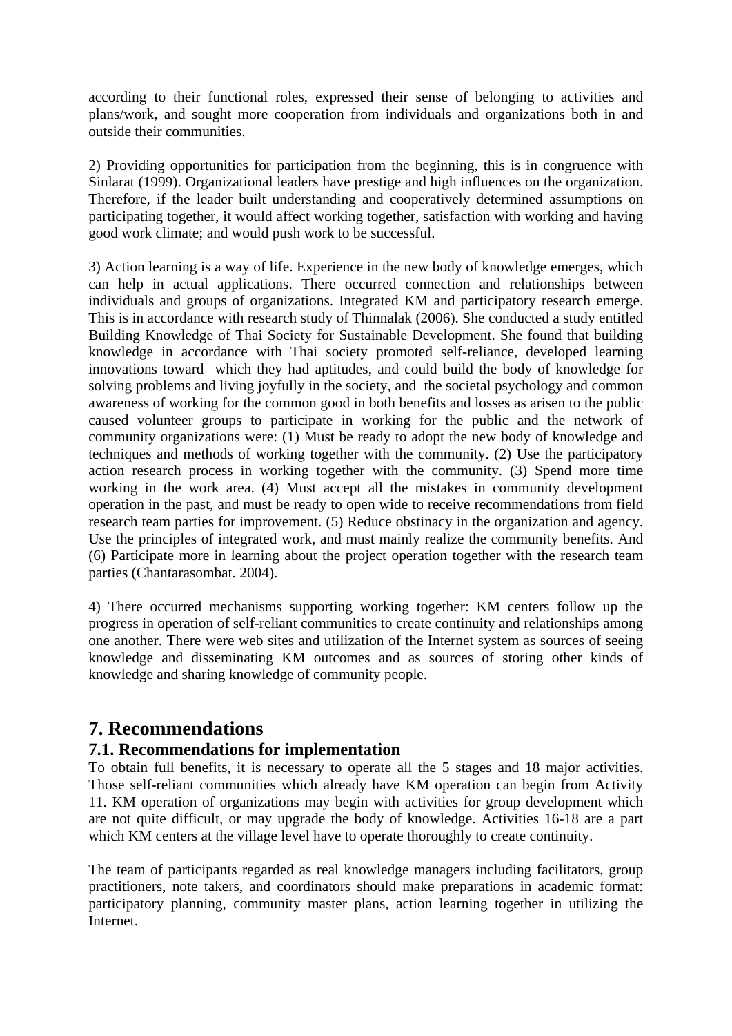according to their functional roles, expressed their sense of belonging to activities and plans/work, and sought more cooperation from individuals and organizations both in and outside their communities.

2) Providing opportunities for participation from the beginning, this is in congruence with Sinlarat (1999). Organizational leaders have prestige and high influences on the organization. Therefore, if the leader built understanding and cooperatively determined assumptions on participating together, it would affect working together, satisfaction with working and having good work climate; and would push work to be successful.

3) Action learning is a way of life. Experience in the new body of knowledge emerges, which can help in actual applications. There occurred connection and relationships between individuals and groups of organizations. Integrated KM and participatory research emerge. This is in accordance with research study of Thinnalak (2006). She conducted a study entitled Building Knowledge of Thai Society for Sustainable Development. She found that building knowledge in accordance with Thai society promoted self-reliance, developed learning innovations toward which they had aptitudes, and could build the body of knowledge for solving problems and living joyfully in the society, and the societal psychology and common awareness of working for the common good in both benefits and losses as arisen to the public caused volunteer groups to participate in working for the public and the network of community organizations were: (1) Must be ready to adopt the new body of knowledge and techniques and methods of working together with the community. (2) Use the participatory action research process in working together with the community. (3) Spend more time working in the work area. (4) Must accept all the mistakes in community development operation in the past, and must be ready to open wide to receive recommendations from field research team parties for improvement. (5) Reduce obstinacy in the organization and agency. Use the principles of integrated work, and must mainly realize the community benefits. And (6) Participate more in learning about the project operation together with the research team parties (Chantarasombat. 2004).

4) There occurred mechanisms supporting working together: KM centers follow up the progress in operation of self-reliant communities to create continuity and relationships among one another. There were web sites and utilization of the Internet system as sources of seeing knowledge and disseminating KM outcomes and as sources of storing other kinds of knowledge and sharing knowledge of community people.

# 7. Recommendations

## 7.1. Recommendations for implementation

To obtain full benefits, it is necessary to operate all the 5 stages and 18 major activities. Those self-reliant communities which already have KM operation can begin from Activity 11. KM operation of organizations may begin with activities for group development which are not quite difficult, or may upgrade the body of knowledge. Activities 16-18 are a part which KM centers at the village level have to operate thoroughly to create continuity.

The team of participants regarded as real knowledge managers including facilitators, group practitioners, note takers, and coordinators should make preparations in academic format: participatory planning, community master plans, action learning together in utilizing the Internet.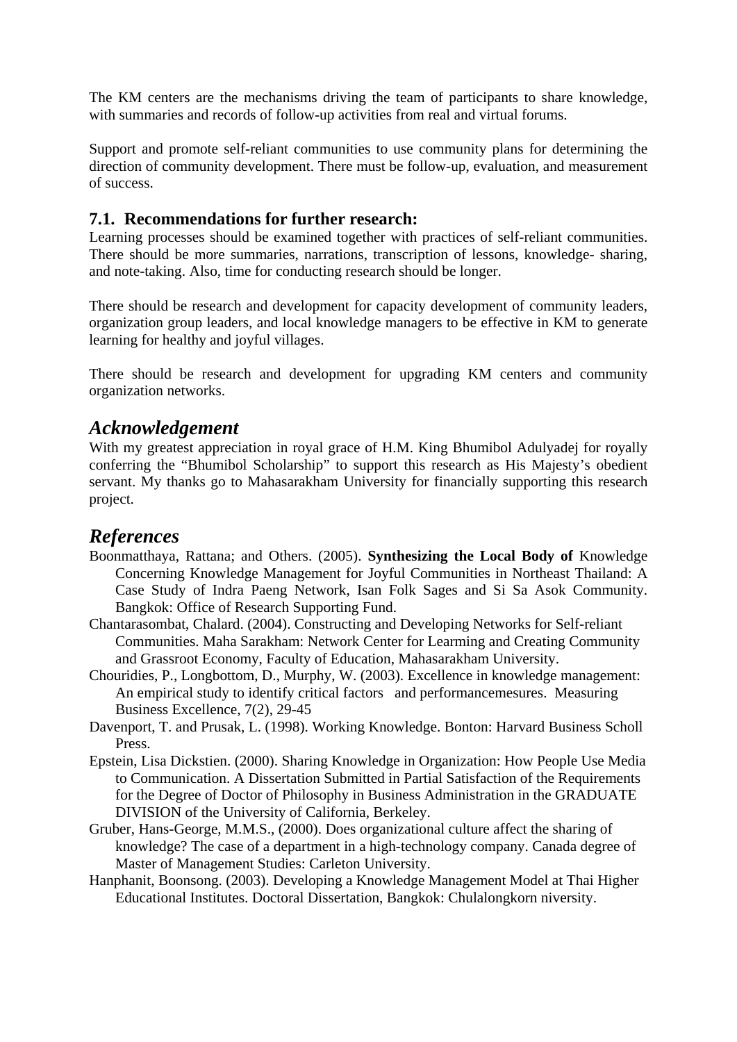The KM centers are the mechanisms driving the team of participants to share knowledge, with summaries and records of follow-up activities from real and virtual forums.

Support and promote self-reliant communities to use community plans for determining the direction of community development. There must be follow-up, evaluation, and measurement of success.

### 7.1. Recommendations for further research:

Learning processes should be examined together with practices of self-reliant communities. There should be more summaries, narrations, transcription of lessons, knowledge- sharing, and note-taking. Also, time for conducting research should be longer.

There should be research and development for capacity development of community leaders, organization group leaders, and local knowledge managers to be effective in KM to generate learning for healthy and joyful villages.

There should be research and development for upgrading KM centers and community organization networks.

## *Acknowledgement*

With my greatest appreciation in royal grace of H.M. King Bhumibol Adulyadej for royally conferring the "Bhumibol Scholarship" to support this research as His Majesty's obedient servant. My thanks go to Mahasarakham University for financially supporting this research project.

## *References*

Boonmatthaya, Rattana; and Others. (2005). **Synthesizing the Local Body of** Knowledge Concerning Knowledge Management for Joyful Communities in Northeast Thailand: A Case Study of Indra Paeng Network, Isan Folk Sages and Si Sa Asok Community. Bangkok: Office of Research Supporting Fund.

Chantarasombat, Chalard. (2004). Constructing and Developing Networks for Self-reliant Communities. Maha Sarakham: Network Center for Learming and Creating Community and Grassroot Economy, Faculty of Education, Mahasarakham University.

Chouridies, P., Longbottom, D., Murphy, W. (2003). Excellence in knowledge management: An empirical study to identify critical factors and performancemesures. Measuring Business Excellence, 7(2), 29-45

Davenport, T. and Prusak, L. (1998). Working Knowledge. Bonton: Harvard Business Scholl Press.

Epstein, Lisa Dickstien. (2000). Sharing Knowledge in Organization: How People Use Media to Communication. A Dissertation Submitted in Partial Satisfaction of the Requirements for the Degree of Doctor of Philosophy in Business Administration in the GRADUATE DIVISION of the University of California, Berkeley.

Gruber, Hans-George, M.M.S., (2000). Does organizational culture affect the sharing of knowledge? The case of a department in a high-technology company. Canada degree of Master of Management Studies: Carleton University.

Hanphanit, Boonsong. (2003). Developing a Knowledge Management Model at Thai Higher Educational Institutes. Doctoral Dissertation, Bangkok: Chulalongkorn niversity.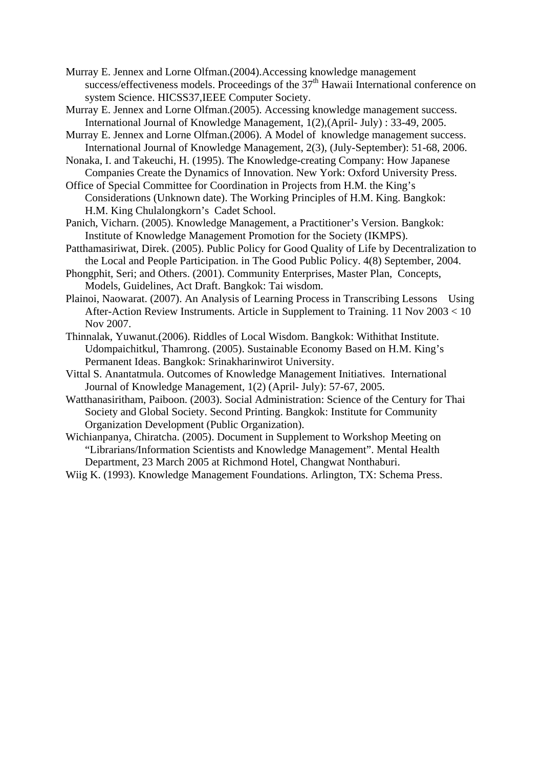Murray E. Jennex and Lorne Olfman.(2004).Accessing knowledge management success/effectiveness models. Proceedings of the 37th Hawaii International conference on system Science. HICSS37,IEEE Computer Society.

Murray E. Jennex and Lorne Olfman.(2005). Accessing knowledge management success. International Journal of Knowledge Management, 1(2),(April- July) : 33-49, 2005.

Murray E. Jennex and Lorne Olfman.(2006). A Model of knowledge management success. International Journal of Knowledge Management, 2(3), (July-September): 51-68, 2006.

Nonaka, I. and Takeuchi, H. (1995). The Knowledge-creating Company: How Japanese Companies Create the Dynamics of Innovation. New York: Oxford University Press.

Office of Special Committee for Coordination in Projects from H.M. the King's Considerations (Unknown date). The Working Principles of H.M. King. Bangkok: H.M. King Chulalongkorn's Cadet School.

Panich, Vicharn. (2005). Knowledge Management, a Practitioner's Version. Bangkok: Institute of Knowledge Management Promotion for the Society (IKMPS).

Patthamasiriwat, Direk. (2005). Public Policy for Good Quality of Life by Decentralization to the Local and People Participation. in The Good Public Policy. 4(8) September, 2004.

Phongphit, Seri; and Others. (2001). Community Enterprises, Master Plan, Concepts, Models, Guidelines, Act Draft. Bangkok: Tai wisdom.

Plainoi, Naowarat. (2007). An Analysis of Learning Process in Transcribing Lessons Using After-Action Review Instruments. Article in Supplement to Training. 11 Nov 2003 < 10 Nov 2007.

Thinnalak, Yuwanut.(2006). Riddles of Local Wisdom. Bangkok: Withithat Institute. Udompaichitkul, Thamrong. (2005). Sustainable Economy Based on H.M. King's Permanent Ideas. Bangkok: Srinakharinwirot University.

Vittal S. Anantatmula. Outcomes of Knowledge Management Initiatives. International Journal of Knowledge Management, 1(2) (April- July): 57-67, 2005.

Watthanasiritham, Paiboon. (2003). Social Administration: Science of the Century for Thai Society and Global Society. Second Printing. Bangkok: Institute for Community Organization Development (Public Organization).

Wichianpanya, Chiratcha. (2005). Document in Supplement to Workshop Meeting on "Librarians/Information Scientists and Knowledge Management". Mental Health Department, 23 March 2005 at Richmond Hotel, Changwat Nonthaburi.

Wiig K. (1993). Knowledge Management Foundations. Arlington, TX: Schema Press.